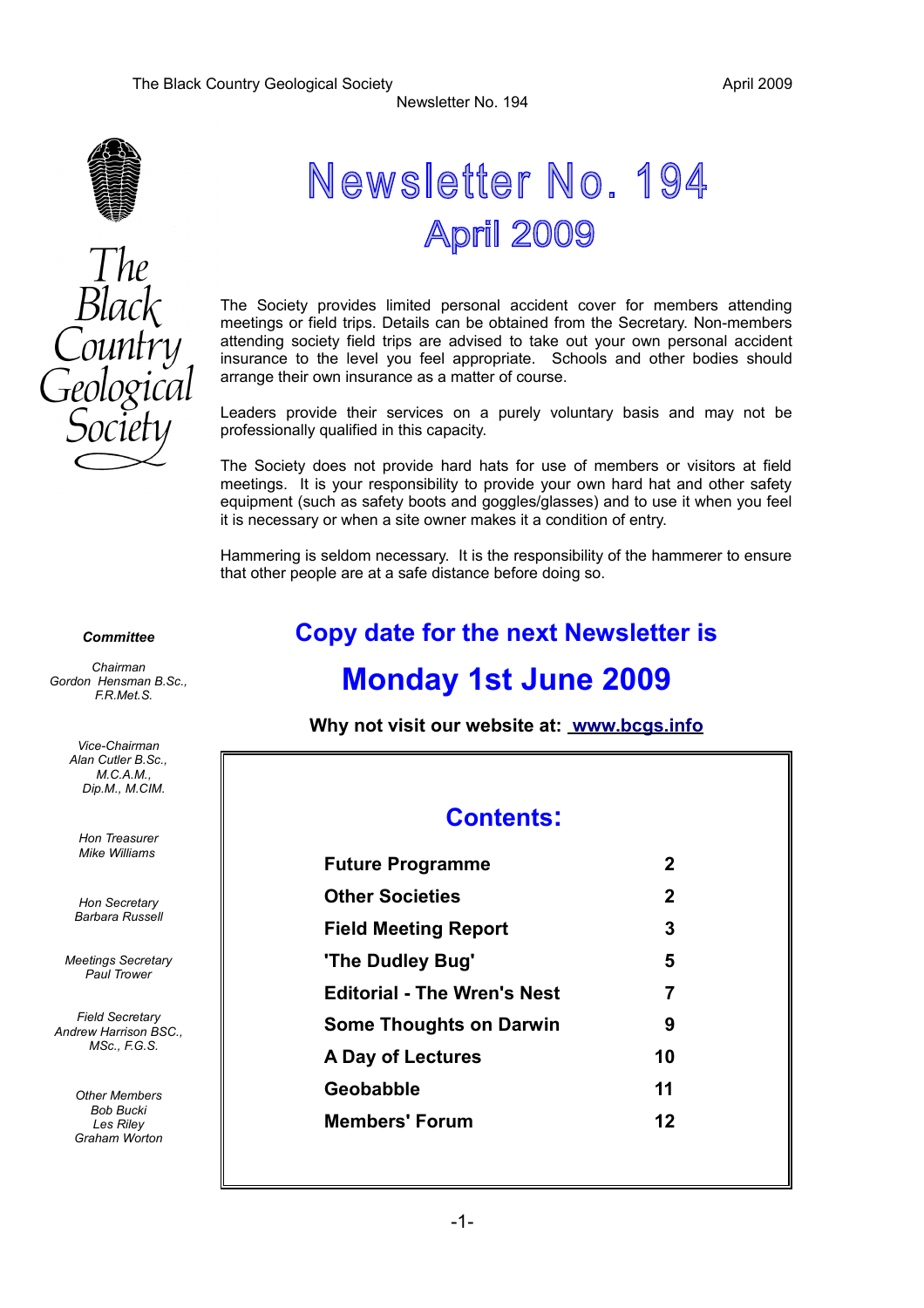The Black Country Geological Society

# Newsletter No. 194

## April 2009

The Society provides limited personal accident cover for members attending meetings or field trips. Details can be obtained from the Secretary. Non-members attending society field trips are advised to take out your own personal accident insurance to the level you feel appropriate. Schools and other bodies should arrange their own insurance as a matter of course.

Leaders provide their services on a purely voluntary basis and may not be professionally qualified in this capacity.

The Society does not provide hard hats for use of members or visitors at field meetings. It is your responsibility to provide your own hard hat and other safety equipment (such as safety boots and goggles/glasses) and to use it when you feel it is necessary or when a site owner makes it a condition of entry.

Hammering is seldom necessary. It is the responsibility of the hammerer to ensure that other people are at a safe distance before doing so.

***Committee***

*Chairman*
*Gordon Hensman B.Sc., F.R.Met.S.*

*Vice-Chairman*
*Alan Cutler B.Sc., M.C.A.M., Dip.M., M.CIM.*

*Hon Treasurer*
*Mike Williams*

*Hon Secretary*
*Barbara Russell*

*Meetings Secretary*
*Paul Trower*

*Field Secretary*
*Andrew Harrison BSC., MSc., F.G.S.*

*Other Members*
*Bob Bucki*
*Les Riley*
*Graham Worton*

## Copy date for the next Newsletter is

## Monday 1st June 2009

**Why not visit our website at: www.bcgs.info**

## Contents:

| | |
|---|---|
| **Future Programme** | **2** |
| **Other Societies** | **2** |
| **Field Meeting Report** | **3** |
| **'The Dudley Bug'** | **5** |
| **Editorial - The Wren's Nest** | **7** |
| **Some Thoughts on Darwin** | **9** |
| **A Day of Lectures** | **10** |
| **Geobabble** | **11** |
| **Members' Forum** | **12** |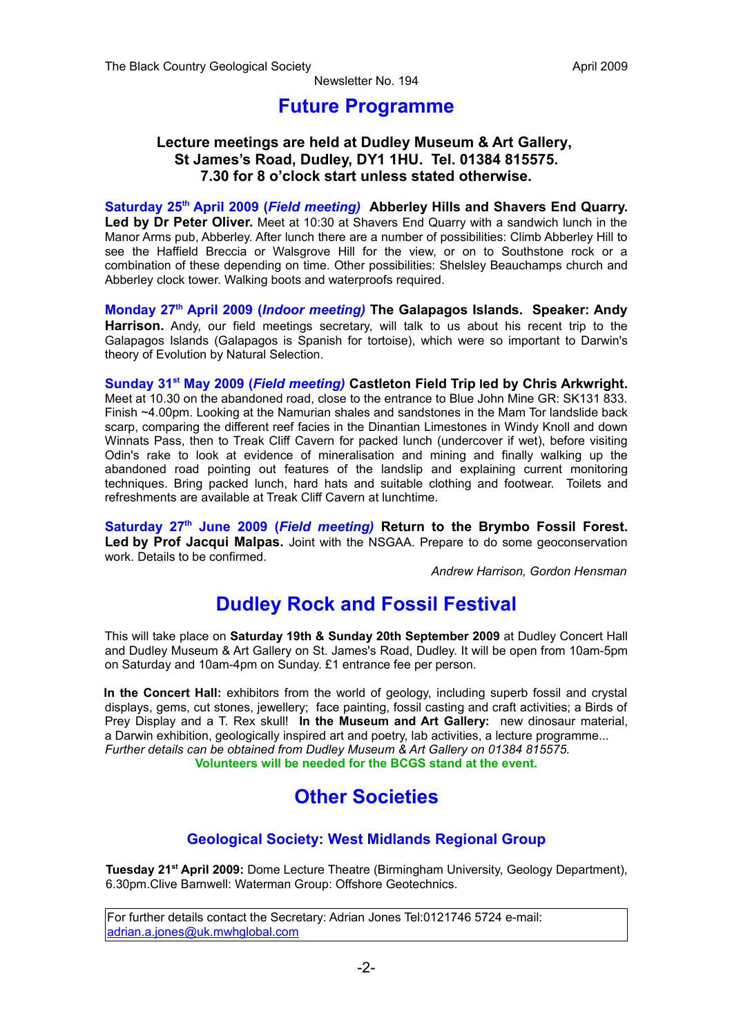# Future Programme

**Lecture meetings are held at Dudley Museum & Art Gallery, St James's Road, Dudley, DY1 1HU. Tel. 01384 815575. 7.30 for 8 o'clock start unless stated otherwise.**

**Saturday 25th April 2009 (*Field meeting*) Abberley Hills and Shavers End Quarry. Led by Dr Peter Oliver.** Meet at 10:30 at Shavers End Quarry with a sandwich lunch in the Manor Arms pub, Abberley. After lunch there are a number of possibilities: Climb Abberley Hill to see the Haffield Breccia or Walsgrove Hill for the view, or on to Southstone rock or a combination of these depending on time. Other possibilities: Shelsley Beauchamps church and Abberley clock tower. Walking boots and waterproofs required.

**Monday 27th April 2009 (*Indoor meeting*) The Galapagos Islands. Speaker: Andy Harrison.** Andy, our field meetings secretary, will talk to us about his recent trip to the Galapagos Islands (Galapagos is Spanish for tortoise), which were so important to Darwin's theory of Evolution by Natural Selection.

**Sunday 31st May 2009 (*Field meeting*) Castleton Field Trip led by Chris Arkwright.** Meet at 10.30 on the abandoned road, close to the entrance to Blue John Mine GR: SK131 833. Finish ~4.00pm. Looking at the Namurian shales and sandstones in the Mam Tor landslide back scarp, comparing the different reef facies in the Dinantian Limestones in Windy Knoll and down Winnats Pass, then to Treak Cliff Cavern for packed lunch (undercover if wet), before visiting Odin's rake to look at evidence of mineralisation and mining and finally walking up the abandoned road pointing out features of the landslip and explaining current monitoring techniques. Bring packed lunch, hard hats and suitable clothing and footwear. Toilets and refreshments are available at Treak Cliff Cavern at lunchtime.

**Saturday 27th June 2009 (*Field meeting*) Return to the Brymbo Fossil Forest. Led by Prof Jacqui Malpas.** Joint with the NSGAA. Prepare to do some geoconservation work. Details to be confirmed.

*Andrew Harrison, Gordon Hensman*

# Dudley Rock and Fossil Festival

This will take place on **Saturday 19th & Sunday 20th September 2009** at Dudley Concert Hall and Dudley Museum & Art Gallery on St. James's Road, Dudley. It will be open from 10am-5pm on Saturday and 10am-4pm on Sunday. £1 entrance fee per person.

**In the Concert Hall:** exhibitors from the world of geology, including superb fossil and crystal displays, gems, cut stones, jewellery; face painting, fossil casting and craft activities; a Birds of Prey Display and a T. Rex skull! **In the Museum and Art Gallery:** new dinosaur material, a Darwin exhibition, geologically inspired art and poetry, lab activities, a lecture programme...
*Further details can be obtained from Dudley Museum & Art Gallery on 01384 815575.*

**Volunteers will be needed for the BCGS stand at the event.**

# Other Societies

## Geological Society: West Midlands Regional Group

**Tuesday 21st April 2009:** Dome Lecture Theatre (Birmingham University, Geology Department), 6.30pm.Clive Barnwell: Waterman Group: Offshore Geotechnics.

For further details contact the Secretary: Adrian Jones Tel:0121746 5724 e-mail: adrian.a.jones@uk.mwhglobal.com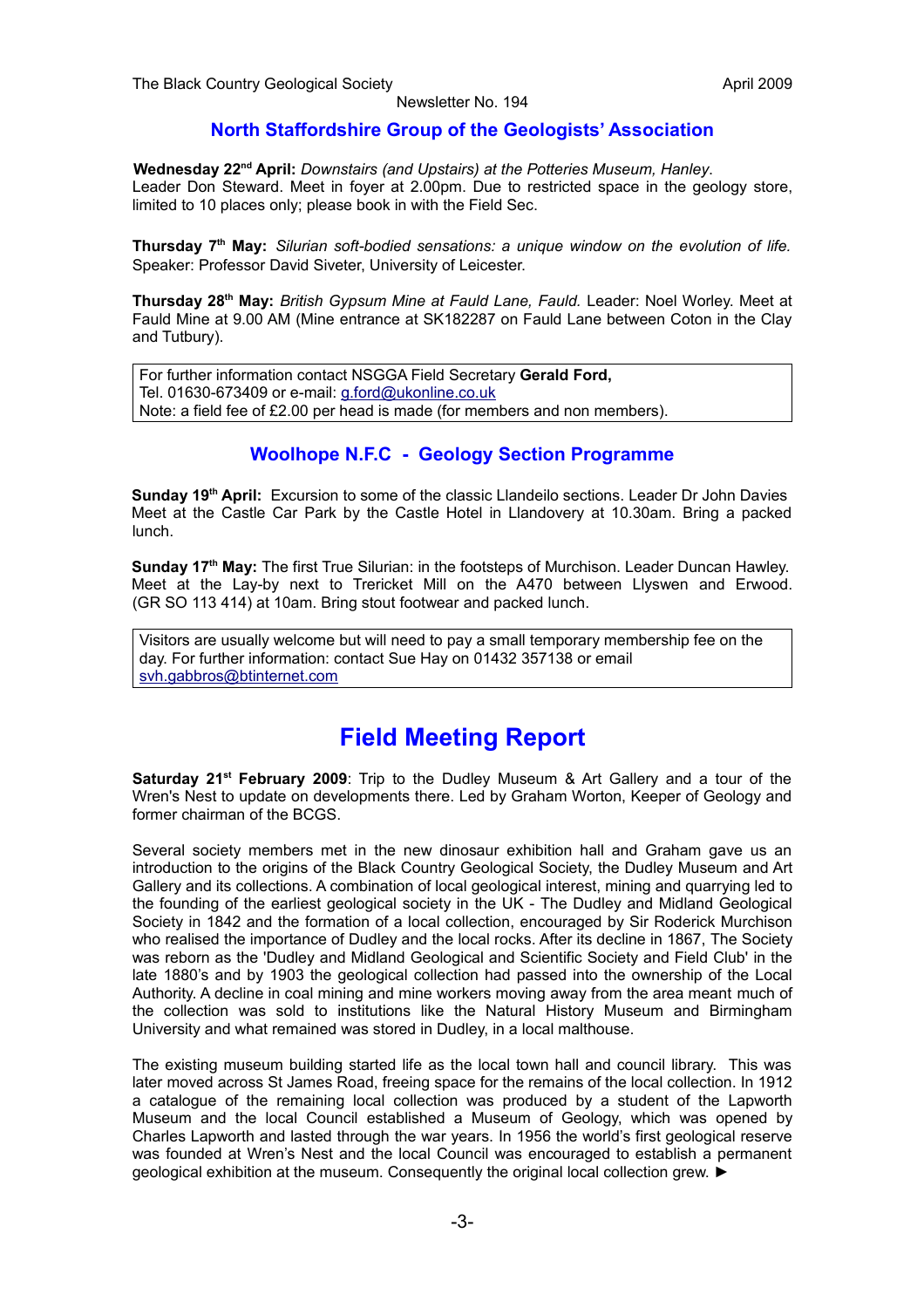## North Staffordshire Group of the Geologists' Association

**Wednesday 22nd April:** *Downstairs (and Upstairs) at the Potteries Museum, Hanley*. Leader Don Steward. Meet in foyer at 2.00pm. Due to restricted space in the geology store, limited to 10 places only; please book in with the Field Sec.

**Thursday 7th May:** *Silurian soft-bodied sensations: a unique window on the evolution of life.* Speaker: Professor David Siveter, University of Leicester.

**Thursday 28th May:** *British Gypsum Mine at Fauld Lane, Fauld.* Leader: Noel Worley. Meet at Fauld Mine at 9.00 AM (Mine entrance at SK182287 on Fauld Lane between Coton in the Clay and Tutbury).

> For further information contact NSGGA Field Secretary **Gerald Ford,**
> Tel. 01630-673409 or e-mail: g.ford@ukonline.co.uk
> Note: a field fee of £2.00 per head is made (for members and non members).

## Woolhope N.F.C - Geology Section Programme

**Sunday 19th April:** Excursion to some of the classic Llandeilo sections. Leader Dr John Davies Meet at the Castle Car Park by the Castle Hotel in Llandovery at 10.30am. Bring a packed lunch.

**Sunday 17th May:** The first True Silurian: in the footsteps of Murchison. Leader Duncan Hawley. Meet at the Lay-by next to Trericket Mill on the A470 between Llyswen and Erwood. (GR SO 113 414) at 10am. Bring stout footwear and packed lunch.

> Visitors are usually welcome but will need to pay a small temporary membership fee on the day. For further information: contact Sue Hay on 01432 357138 or email svh.gabbros@btinternet.com

# Field Meeting Report

**Saturday 21st February 2009**: Trip to the Dudley Museum & Art Gallery and a tour of the Wren's Nest to update on developments there. Led by Graham Worton, Keeper of Geology and former chairman of the BCGS.

Several society members met in the new dinosaur exhibition hall and Graham gave us an introduction to the origins of the Black Country Geological Society, the Dudley Museum and Art Gallery and its collections. A combination of local geological interest, mining and quarrying led to the founding of the earliest geological society in the UK - The Dudley and Midland Geological Society in 1842 and the formation of a local collection, encouraged by Sir Roderick Murchison who realised the importance of Dudley and the local rocks. After its decline in 1867, The Society was reborn as the 'Dudley and Midland Geological and Scientific Society and Field Club' in the late 1880's and by 1903 the geological collection had passed into the ownership of the Local Authority. A decline in coal mining and mine workers moving away from the area meant much of the collection was sold to institutions like the Natural History Museum and Birmingham University and what remained was stored in Dudley, in a local malthouse.

The existing museum building started life as the local town hall and council library. This was later moved across St James Road, freeing space for the remains of the local collection. In 1912 a catalogue of the remaining local collection was produced by a student of the Lapworth Museum and the local Council established a Museum of Geology, which was opened by Charles Lapworth and lasted through the war years. In 1956 the world's first geological reserve was founded at Wren's Nest and the local Council was encouraged to establish a permanent geological exhibition at the museum. Consequently the original local collection grew. ►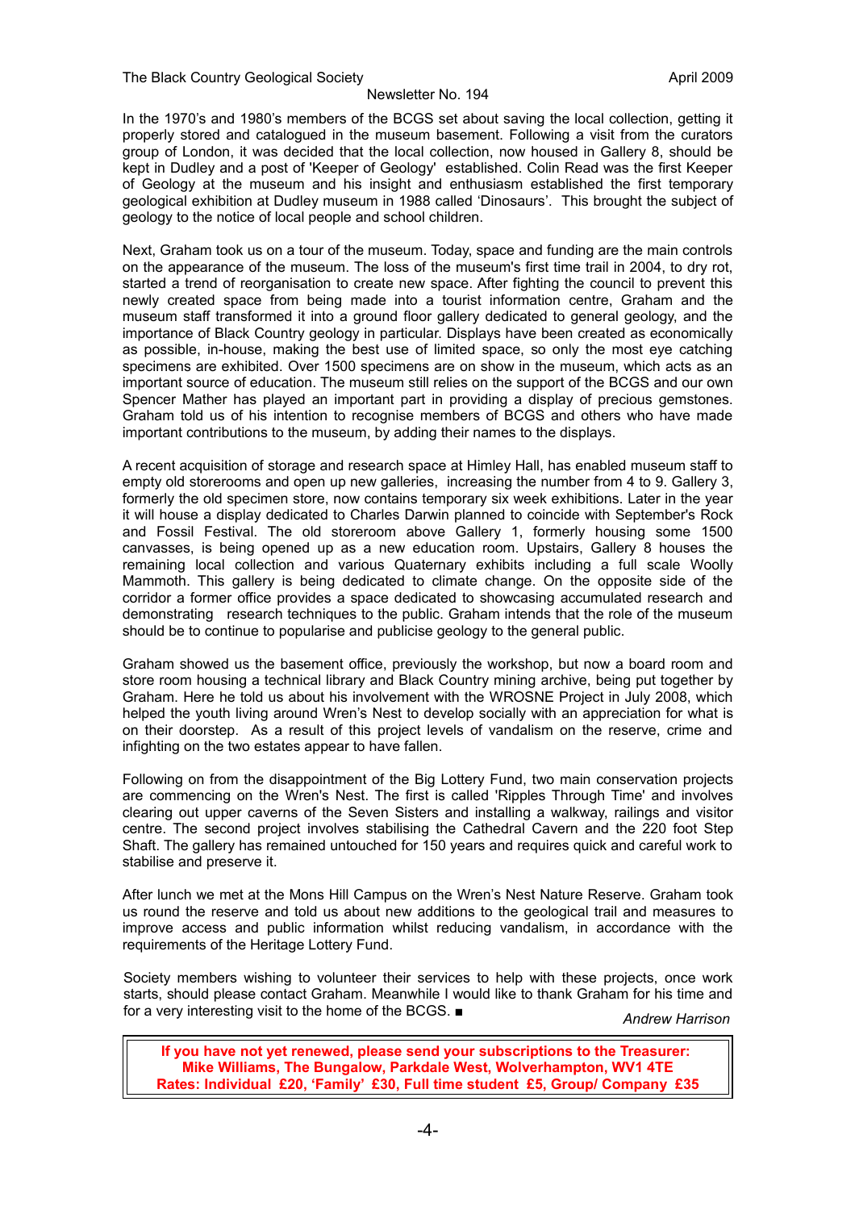In the 1970's and 1980's members of the BCGS set about saving the local collection, getting it properly stored and catalogued in the museum basement. Following a visit from the curators group of London, it was decided that the local collection, now housed in Gallery 8, should be kept in Dudley and a post of 'Keeper of Geology' established. Colin Read was the first Keeper of Geology at the museum and his insight and enthusiasm established the first temporary geological exhibition at Dudley museum in 1988 called 'Dinosaurs'. This brought the subject of geology to the notice of local people and school children.

Next, Graham took us on a tour of the museum. Today, space and funding are the main controls on the appearance of the museum. The loss of the museum's first time trail in 2004, to dry rot, started a trend of reorganisation to create new space. After fighting the council to prevent this newly created space from being made into a tourist information centre, Graham and the museum staff transformed it into a ground floor gallery dedicated to general geology, and the importance of Black Country geology in particular. Displays have been created as economically as possible, in-house, making the best use of limited space, so only the most eye catching specimens are exhibited. Over 1500 specimens are on show in the museum, which acts as an important source of education. The museum still relies on the support of the BCGS and our own Spencer Mather has played an important part in providing a display of precious gemstones. Graham told us of his intention to recognise members of BCGS and others who have made important contributions to the museum, by adding their names to the displays.

A recent acquisition of storage and research space at Himley Hall, has enabled museum staff to empty old storerooms and open up new galleries, increasing the number from 4 to 9. Gallery 3, formerly the old specimen store, now contains temporary six week exhibitions. Later in the year it will house a display dedicated to Charles Darwin planned to coincide with September's Rock and Fossil Festival. The old storeroom above Gallery 1, formerly housing some 1500 canvasses, is being opened up as a new education room. Upstairs, Gallery 8 houses the remaining local collection and various Quaternary exhibits including a full scale Woolly Mammoth. This gallery is being dedicated to climate change. On the opposite side of the corridor a former office provides a space dedicated to showcasing accumulated research and demonstrating research techniques to the public. Graham intends that the role of the museum should be to continue to popularise and publicise geology to the general public.

Graham showed us the basement office, previously the workshop, but now a board room and store room housing a technical library and Black Country mining archive, being put together by Graham. Here he told us about his involvement with the WROSNE Project in July 2008, which helped the youth living around Wren's Nest to develop socially with an appreciation for what is on their doorstep. As a result of this project levels of vandalism on the reserve, crime and infighting on the two estates appear to have fallen.

Following on from the disappointment of the Big Lottery Fund, two main conservation projects are commencing on the Wren's Nest. The first is called 'Ripples Through Time' and involves clearing out upper caverns of the Seven Sisters and installing a walkway, railings and visitor centre. The second project involves stabilising the Cathedral Cavern and the 220 foot Step Shaft. The gallery has remained untouched for 150 years and requires quick and careful work to stabilise and preserve it.

After lunch we met at the Mons Hill Campus on the Wren's Nest Nature Reserve. Graham took us round the reserve and told us about new additions to the geological trail and measures to improve access and public information whilst reducing vandalism, in accordance with the requirements of the Heritage Lottery Fund.

Society members wishing to volunteer their services to help with these projects, once work starts, should please contact Graham. Meanwhile I would like to thank Graham for his time and for a very interesting visit to the home of the BCGS. ■

*Andrew Harrison*

**If you have not yet renewed, please send your subscriptions to the Treasurer:**
**Mike Williams, The Bungalow, Parkdale West, Wolverhampton, WV1 4TE**
**Rates: Individual £20, 'Family' £30, Full time student £5, Group/ Company £35**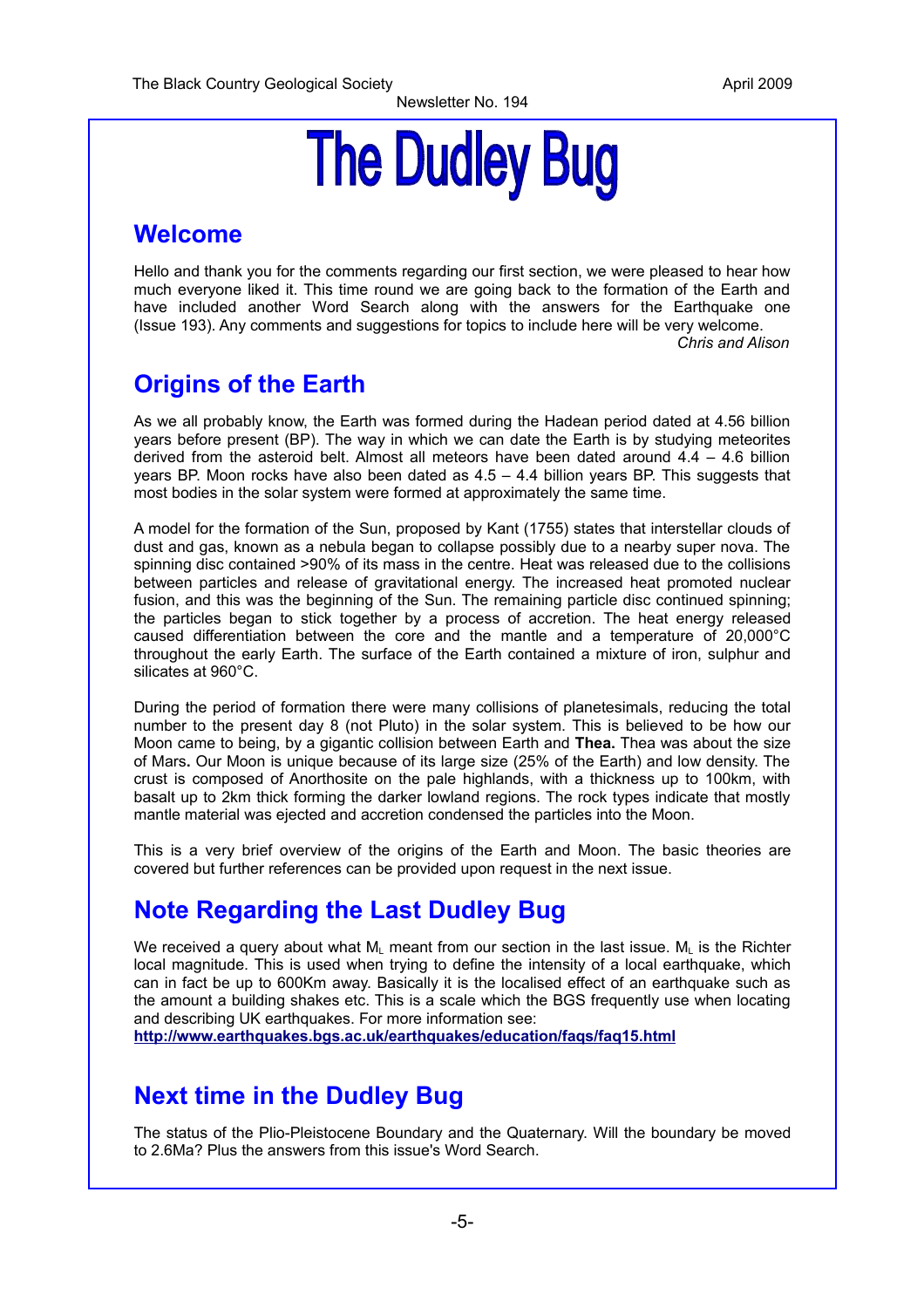# The Dudley Bug

## Welcome

Hello and thank you for the comments regarding our first section, we were pleased to hear how much everyone liked it. This time round we are going back to the formation of the Earth and have included another Word Search along with the answers for the Earthquake one (Issue 193). Any comments and suggestions for topics to include here will be very welcome.

*Chris and Alison*

## Origins of the Earth

As we all probably know, the Earth was formed during the Hadean period dated at 4.56 billion years before present (BP). The way in which we can date the Earth is by studying meteorites derived from the asteroid belt. Almost all meteors have been dated around 4.4 – 4.6 billion years BP. Moon rocks have also been dated as 4.5 – 4.4 billion years BP. This suggests that most bodies in the solar system were formed at approximately the same time.

A model for the formation of the Sun, proposed by Kant (1755) states that interstellar clouds of dust and gas, known as a nebula began to collapse possibly due to a nearby super nova. The spinning disc contained >90% of its mass in the centre. Heat was released due to the collisions between particles and release of gravitational energy. The increased heat promoted nuclear fusion, and this was the beginning of the Sun. The remaining particle disc continued spinning; the particles began to stick together by a process of accretion. The heat energy released caused differentiation between the core and the mantle and a temperature of 20,000°C throughout the early Earth. The surface of the Earth contained a mixture of iron, sulphur and silicates at 960°C.

During the period of formation there were many collisions of planetesimals, reducing the total number to the present day 8 (not Pluto) in the solar system. This is believed to be how our Moon came to being, by a gigantic collision between Earth and **Thea.** Thea was about the size of Mars**.** Our Moon is unique because of its large size (25% of the Earth) and low density. The crust is composed of Anorthosite on the pale highlands, with a thickness up to 100km, with basalt up to 2km thick forming the darker lowland regions. The rock types indicate that mostly mantle material was ejected and accretion condensed the particles into the Moon.

This is a very brief overview of the origins of the Earth and Moon. The basic theories are covered but further references can be provided upon request in the next issue.

## Note Regarding the Last Dudley Bug

We received a query about what $M_L$ meant from our section in the last issue. $M_L$ is the Richter local magnitude. This is used when trying to define the intensity of a local earthquake, which can in fact be up to 600Km away. Basically it is the localised effect of an earthquake such as the amount a building shakes etc. This is a scale which the BGS frequently use when locating and describing UK earthquakes. For more information see:

**http://www.earthquakes.bgs.ac.uk/earthquakes/education/faqs/faq15.html**

## Next time in the Dudley Bug

The status of the Plio-Pleistocene Boundary and the Quaternary. Will the boundary be moved to 2.6Ma? Plus the answers from this issue's Word Search.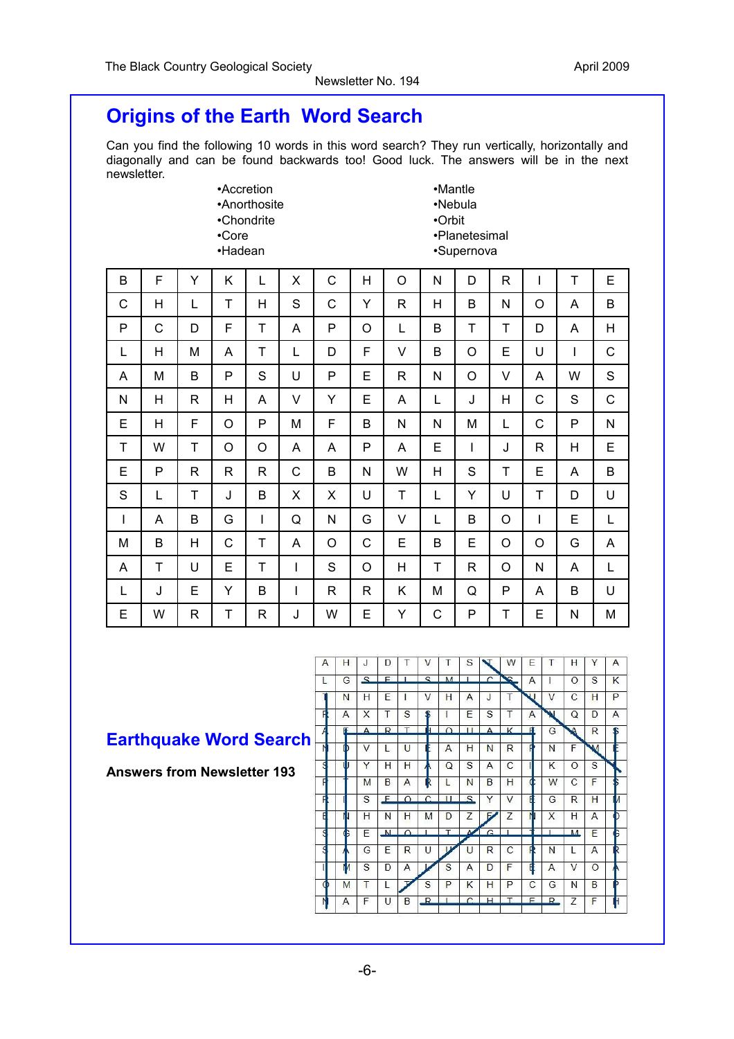## Origins of the Earth Word Search

Can you find the following 10 words in this word search? They run vertically, horizontally and diagonally and can be found backwards too! Good luck. The answers will be in the next newsletter.

- Accretion
- Anorthosite
- Chondrite
- Core
- Hadean
- Mantle
- Nebula
- Orbit
- Planetesimal
- Supernova

| | | | | | | | | | | | | | | |
|---|---|---|---|---|---|---|---|---|---|---|---|---|---|---|
| B | F | Y | K | L | X | C | H | O | N | D | R | I | T | E |
| C | H | L | T | H | S | C | Y | R | H | B | N | O | A | B |
| P | C | D | F | T | A | P | O | L | B | T | T | D | A | H |
| L | H | M | A | T | L | D | F | V | B | O | E | U | I | C |
| A | M | B | P | S | U | P | E | R | N | O | V | A | W | S |
| N | H | R | H | A | V | Y | E | A | L | J | H | C | S | C |
| E | H | F | O | P | M | F | B | N | N | M | L | C | P | N |
| T | W | T | O | O | A | A | P | A | E | I | J | R | H | E |
| E | P | R | R | R | C | B | N | W | H | S | T | E | A | B |
| S | L | T | J | B | X | X | U | T | L | Y | U | T | D | U |
| I | A | B | G | I | Q | N | G | V | L | B | O | I | E | L |
| M | B | H | C | T | A | O | C | E | B | E | O | O | G | A |
| A | T | U | E | T | I | S | O | H | T | R | O | N | A | L |
| L | J | E | Y | B | I | R | R | K | M | Q | P | A | B | U |
| E | W | R | T | R | J | W | E | Y | C | P | T | E | N | M |

## Earthquake Word Search

**Answers from Newsletter 193**

| | | | | | | | | | | | | | | |
|---|---|---|---|---|---|---|---|---|---|---|---|---|---|---|
| A | H | J | D | T | V | T | S | T | W | E | T | H | Y | A |
| L | G | S | E | I | S | M | I | C | S | A | I | O | S | K |
| T | N | H | E | I | V | H | A | J | T | U | V | C | H | P |
| R | A | X | T | S | S | I | E | S | T | A | N | Q | D | A |
| A | E | A | R | T | H | Q | U | A | K | E | G | A | R | S |
| N | D | V | L | U | E | A | H | N | R | P | N | F | M | E |
| S | U | Y | H | H | A | Q | S | A | C | I | K | O | S | N |
| F | T | M | B | A | R | L | N | B | H | C | W | C | F | S |
| R | I | S | F | O | C | U | S | Y | V | E | G | R | H | M |
| E | N | H | N | H | M | D | Z | F | Z | N | X | H | A | O |
| S | G | E | N | O | I | T | A | G | I | T | I | M | E | G |
| S | A | G | E | R | U | U | U | R | C | R | N | L | A | R |
| I | M | S | D | A | J | S | A | D | F | E | A | V | O | A |
| O | M | T | L | T | S | P | K | H | P | C | G | N | B | P |
| N | A | F | U | B | R | I | C | H | T | E | R | Z | F | H |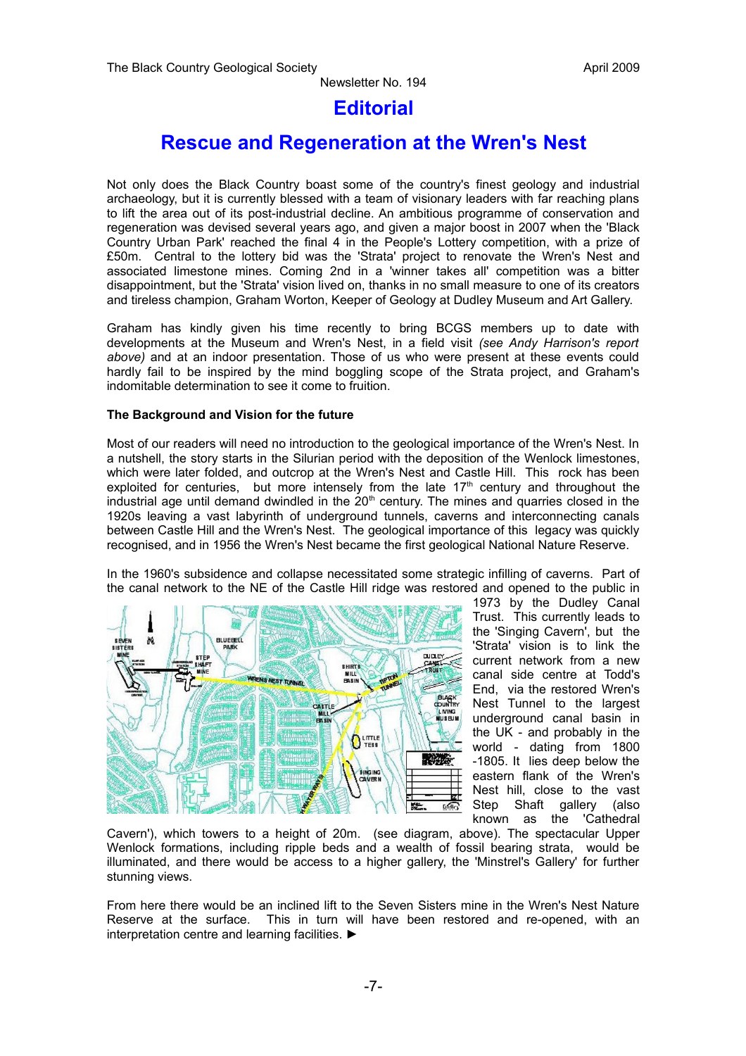# Editorial

## Rescue and Regeneration at the Wren's Nest

Not only does the Black Country boast some of the country's finest geology and industrial archaeology, but it is currently blessed with a team of visionary leaders with far reaching plans to lift the area out of its post-industrial decline. An ambitious programme of conservation and regeneration was devised several years ago, and given a major boost in 2007 when the 'Black Country Urban Park' reached the final 4 in the People's Lottery competition, with a prize of £50m. Central to the lottery bid was the 'Strata' project to renovate the Wren's Nest and associated limestone mines. Coming 2nd in a 'winner takes all' competition was a bitter disappointment, but the 'Strata' vision lived on, thanks in no small measure to one of its creators and tireless champion, Graham Worton, Keeper of Geology at Dudley Museum and Art Gallery.

Graham has kindly given his time recently to bring BCGS members up to date with developments at the Museum and Wren's Nest, in a field visit *(see Andy Harrison's report above)* and at an indoor presentation. Those of us who were present at these events could hardly fail to be inspired by the mind boggling scope of the Strata project, and Graham's indomitable determination to see it come to fruition.

**The Background and Vision for the future**

Most of our readers will need no introduction to the geological importance of the Wren's Nest. In a nutshell, the story starts in the Silurian period with the deposition of the Wenlock limestones, which were later folded, and outcrop at the Wren's Nest and Castle Hill. This rock has been exploited for centuries, but more intensely from the late 17th century and throughout the industrial age until demand dwindled in the 20th century. The mines and quarries closed in the 1920s leaving a vast labyrinth of underground tunnels, caverns and interconnecting canals between Castle Hill and the Wren's Nest. The geological importance of this legacy was quickly recognised, and in 1956 the Wren's Nest became the first geological National Nature Reserve.

In the 1960's subsidence and collapse necessitated some strategic infilling of caverns. Part of the canal network to the NE of the Castle Hill ridge was restored and opened to the public in 1973 by the Dudley Canal Trust. This currently leads to the 'Singing Cavern', but the 'Strata' vision is to link the current network from a new canal side centre at Todd's End, via the restored Wren's Nest Tunnel to the largest underground canal basin in the UK - and probably in the world - dating from 1800 -1805. It lies deep below the eastern flank of the Wren's Nest hill, close to the vast Step Shaft gallery (also known as the 'Cathedral Cavern'), which towers to a height of 20m. (see diagram, above). The spectacular Upper Wenlock formations, including ripple beds and a wealth of fossil bearing strata, would be illuminated, and there would be access to a higher gallery, the 'Minstrel's Gallery' for further stunning views.

From here there would be an inclined lift to the Seven Sisters mine in the Wren's Nest Nature Reserve at the surface. This in turn will have been restored and re-opened, with an interpretation centre and learning facilities. ►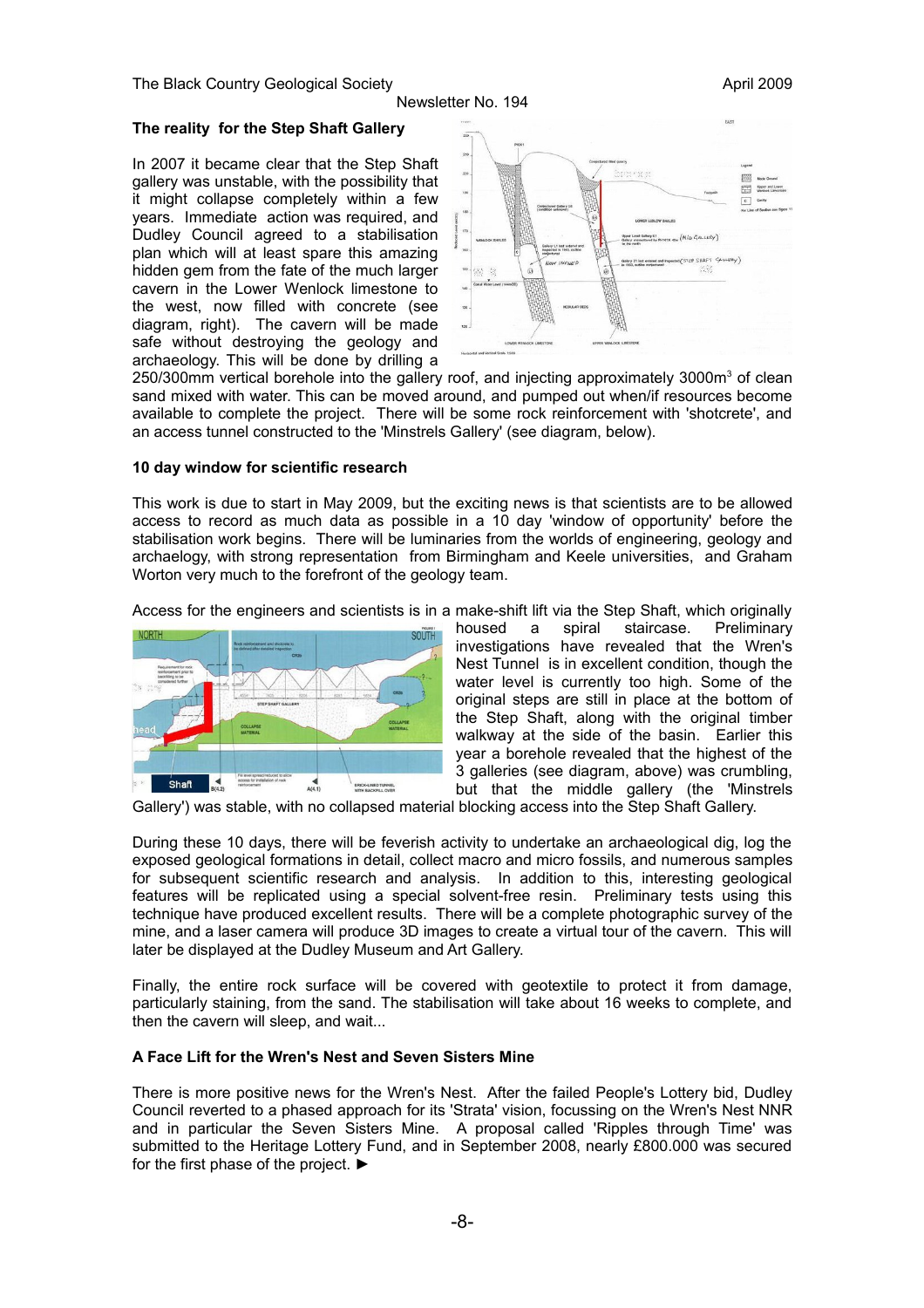### The reality for the Step Shaft Gallery

In 2007 it became clear that the Step Shaft gallery was unstable, with the possibility that it might collapse completely within a few years. Immediate action was required, and Dudley Council agreed to a stabilisation plan which will at least spare this amazing hidden gem from the fate of the much larger cavern in the Lower Wenlock limestone to the west, now filled with concrete (see diagram, right). The cavern will be made safe without destroying the geology and archaeology. This will be done by drilling a 250/300mm vertical borehole into the gallery roof, and injecting approximately 3000m$^3$ of clean sand mixed with water. This can be moved around, and pumped out when/if resources become available to complete the project. There will be some rock reinforcement with 'shotcrete', and an access tunnel constructed to the 'Minstrels Gallery' (see diagram, below).

### 10 day window for scientific research

This work is due to start in May 2009, but the exciting news is that scientists are to be allowed access to record as much data as possible in a 10 day 'window of opportunity' before the stabilisation work begins. There will be luminaries from the worlds of engineering, geology and archaelogy, with strong representation from Birmingham and Keele universities, and Graham Worton very much to the forefront of the geology team.

Access for the engineers and scientists is in a make-shift lift via the Step Shaft, which originally housed a spiral staircase. Preliminary investigations have revealed that the Wren's Nest Tunnel is in excellent condition, though the water level is currently too high. Some of the original steps are still in place at the bottom of the Step Shaft, along with the original timber walkway at the side of the basin. Earlier this year a borehole revealed that the highest of the 3 galleries (see diagram, above) was crumbling, but that the middle gallery (the 'Minstrels Gallery') was stable, with no collapsed material blocking access into the Step Shaft Gallery.

During these 10 days, there will be feverish activity to undertake an archaeological dig, log the exposed geological formations in detail, collect macro and micro fossils, and numerous samples for subsequent scientific research and analysis. In addition to this, interesting geological features will be replicated using a special solvent-free resin. Preliminary tests using this technique have produced excellent results. There will be a complete photographic survey of the mine, and a laser camera will produce 3D images to create a virtual tour of the cavern. This will later be displayed at the Dudley Museum and Art Gallery.

Finally, the entire rock surface will be covered with geotextile to protect it from damage, particularly staining, from the sand. The stabilisation will take about 16 weeks to complete, and then the cavern will sleep, and wait...

### A Face Lift for the Wren's Nest and Seven Sisters Mine

There is more positive news for the Wren's Nest. After the failed People's Lottery bid, Dudley Council reverted to a phased approach for its 'Strata' vision, focussing on the Wren's Nest NNR and in particular the Seven Sisters Mine. A proposal called 'Ripples through Time' was submitted to the Heritage Lottery Fund, and in September 2008, nearly £800.000 was secured for the first phase of the project. ►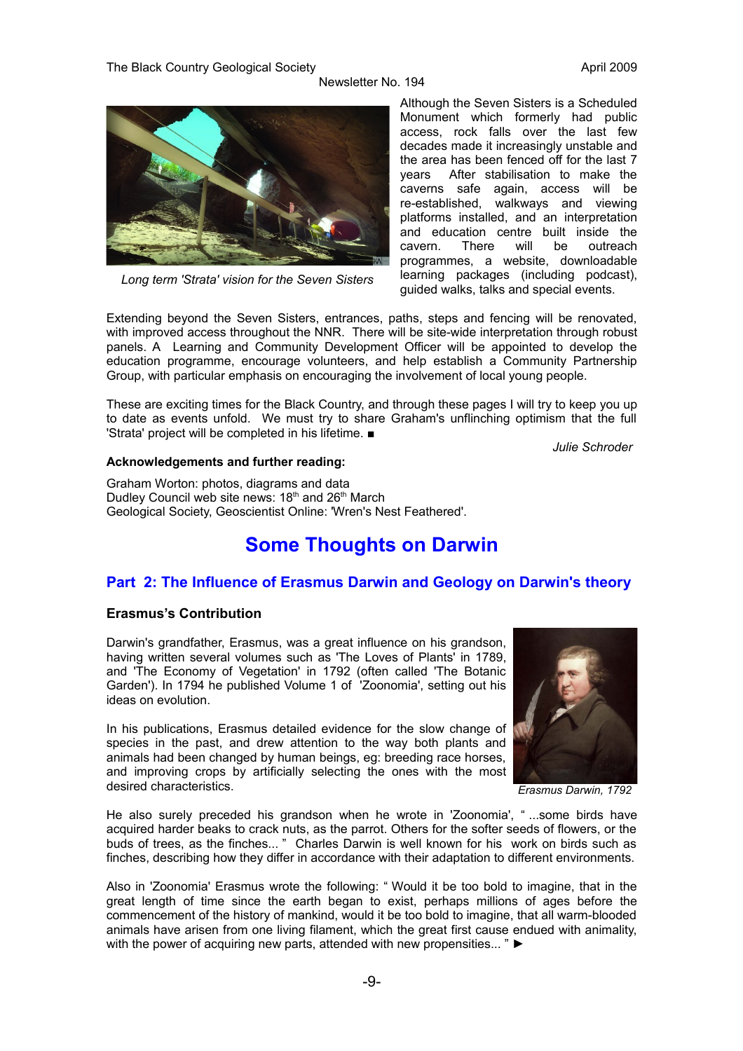*Long term 'Strata' vision for the Seven Sisters*

Although the Seven Sisters is a Scheduled Monument which formerly had public access, rock falls over the last few decades made it increasingly unstable and the area has been fenced off for the last 7 years After stabilisation to make the caverns safe again, access will be re-established, walkways and viewing platforms installed, and an interpretation and education centre built inside the cavern. There will be outreach programmes, a website, downloadable learning packages (including podcast), guided walks, talks and special events.

Extending beyond the Seven Sisters, entrances, paths, steps and fencing will be renovated, with improved access throughout the NNR. There will be site-wide interpretation through robust panels. A Learning and Community Development Officer will be appointed to develop the education programme, encourage volunteers, and help establish a Community Partnership Group, with particular emphasis on encouraging the involvement of local young people.

These are exciting times for the Black Country, and through these pages I will try to keep you up to date as events unfold. We must try to share Graham's unflinching optimism that the full 'Strata' project will be completed in his lifetime. ■

*Julie Schroder*

**Acknowledgements and further reading:**

Graham Worton: photos, diagrams and data
Dudley Council web site news: 18th and 26th March
Geological Society, Geoscientist Online: 'Wren's Nest Feathered'.

# Some Thoughts on Darwin

## Part 2: The Influence of Erasmus Darwin and Geology on Darwin's theory

### Erasmus's Contribution

Darwin's grandfather, Erasmus, was a great influence on his grandson, having written several volumes such as 'The Loves of Plants' in 1789, and 'The Economy of Vegetation' in 1792 (often called 'The Botanic Garden'). In 1794 he published Volume 1 of 'Zoonomia', setting out his ideas on evolution.

In his publications, Erasmus detailed evidence for the slow change of species in the past, and drew attention to the way both plants and animals had been changed by human beings, eg: breeding race horses, and improving crops by artificially selecting the ones with the most desired characteristics.

*Erasmus Darwin, 1792*

He also surely preceded his grandson when he wrote in 'Zoonomia', " ...some birds have acquired harder beaks to crack nuts, as the parrot. Others for the softer seeds of flowers, or the buds of trees, as the finches... " Charles Darwin is well known for his work on birds such as finches, describing how they differ in accordance with their adaptation to different environments.

Also in 'Zoonomia' Erasmus wrote the following: " Would it be too bold to imagine, that in the great length of time since the earth began to exist, perhaps millions of ages before the commencement of the history of mankind, would it be too bold to imagine, that all warm-blooded animals have arisen from one living filament, which the great first cause endued with animality, with the power of acquiring new parts, attended with new propensities... " ►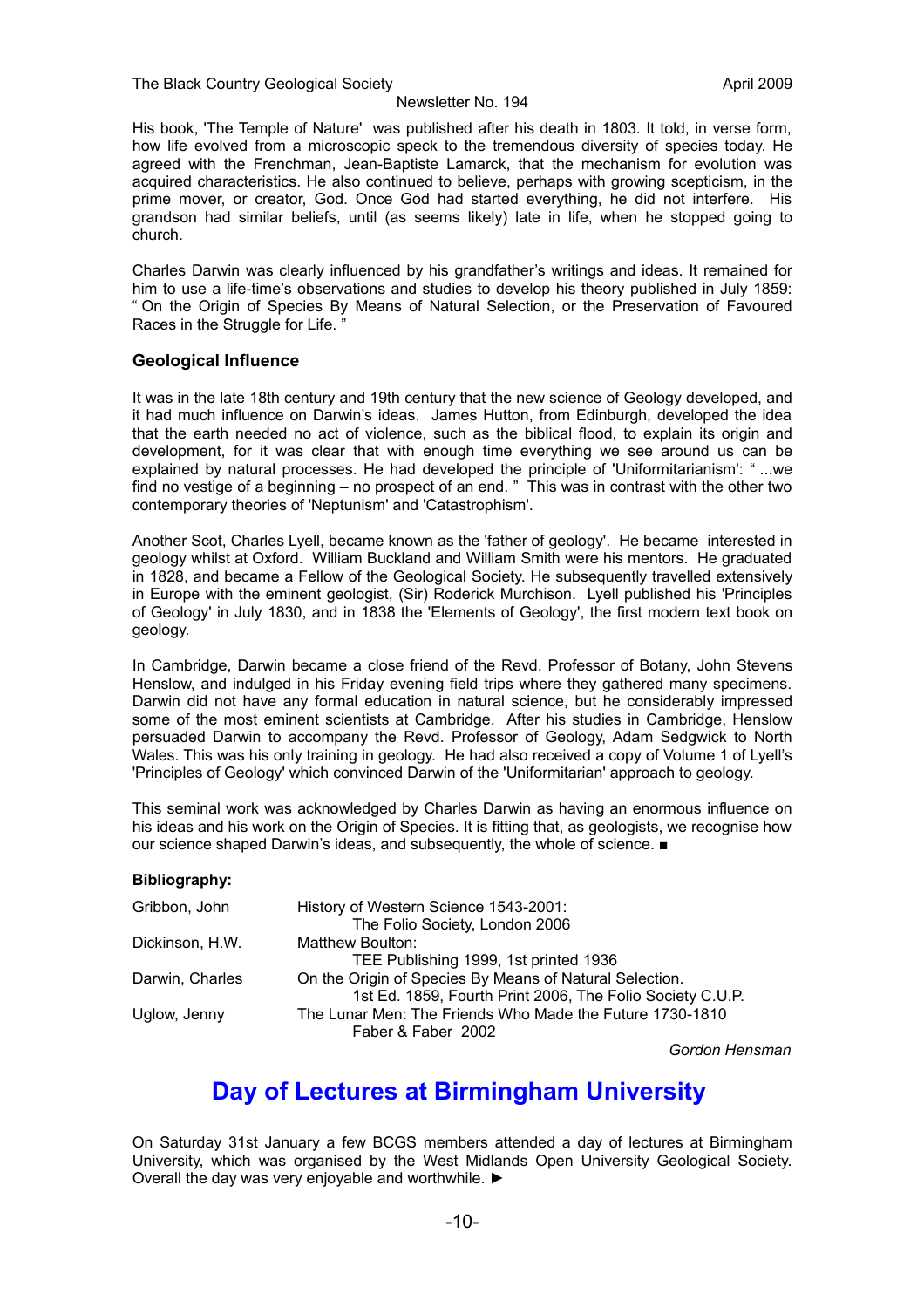His book, 'The Temple of Nature' was published after his death in 1803. It told, in verse form, how life evolved from a microscopic speck to the tremendous diversity of species today. He agreed with the Frenchman, Jean-Baptiste Lamarck, that the mechanism for evolution was acquired characteristics. He also continued to believe, perhaps with growing scepticism, in the prime mover, or creator, God. Once God had started everything, he did not interfere. His grandson had similar beliefs, until (as seems likely) late in life, when he stopped going to church.

Charles Darwin was clearly influenced by his grandfather's writings and ideas. It remained for him to use a life-time's observations and studies to develop his theory published in July 1859: " On the Origin of Species By Means of Natural Selection, or the Preservation of Favoured Races in the Struggle for Life. "

### Geological Influence

It was in the late 18th century and 19th century that the new science of Geology developed, and it had much influence on Darwin's ideas. James Hutton, from Edinburgh, developed the idea that the earth needed no act of violence, such as the biblical flood, to explain its origin and development, for it was clear that with enough time everything we see around us can be explained by natural processes. He had developed the principle of 'Uniformitarianism': " ...we find no vestige of a beginning – no prospect of an end. " This was in contrast with the other two contemporary theories of 'Neptunism' and 'Catastrophism'.

Another Scot, Charles Lyell, became known as the 'father of geology'. He became interested in geology whilst at Oxford. William Buckland and William Smith were his mentors. He graduated in 1828, and became a Fellow of the Geological Society. He subsequently travelled extensively in Europe with the eminent geologist, (Sir) Roderick Murchison. Lyell published his 'Principles of Geology' in July 1830, and in 1838 the 'Elements of Geology', the first modern text book on geology.

In Cambridge, Darwin became a close friend of the Revd. Professor of Botany, John Stevens Henslow, and indulged in his Friday evening field trips where they gathered many specimens. Darwin did not have any formal education in natural science, but he considerably impressed some of the most eminent scientists at Cambridge. After his studies in Cambridge, Henslow persuaded Darwin to accompany the Revd. Professor of Geology, Adam Sedgwick to North Wales. This was his only training in geology. He had also received a copy of Volume 1 of Lyell's 'Principles of Geology' which convinced Darwin of the 'Uniformitarian' approach to geology.

This seminal work was acknowledged by Charles Darwin as having an enormous influence on his ideas and his work on the Origin of Species. It is fitting that, as geologists, we recognise how our science shaped Darwin's ideas, and subsequently, the whole of science. ■

**Bibliography:**

| | |
|---|---|
| Gribbon, John | History of Western Science 1543-2001: The Folio Society, London 2006 |
| Dickinson, H.W. | Matthew Boulton: TEE Publishing 1999, 1st printed 1936 |
| Darwin, Charles | On the Origin of Species By Means of Natural Selection. 1st Ed. 1859, Fourth Print 2006, The Folio Society C.U.P. |
| Uglow, Jenny | The Lunar Men: The Friends Who Made the Future 1730-1810 Faber & Faber 2002 |

*Gordon Hensman*

## Day of Lectures at Birmingham University

On Saturday 31st January a few BCGS members attended a day of lectures at Birmingham University, which was organised by the West Midlands Open University Geological Society. Overall the day was very enjoyable and worthwhile. ►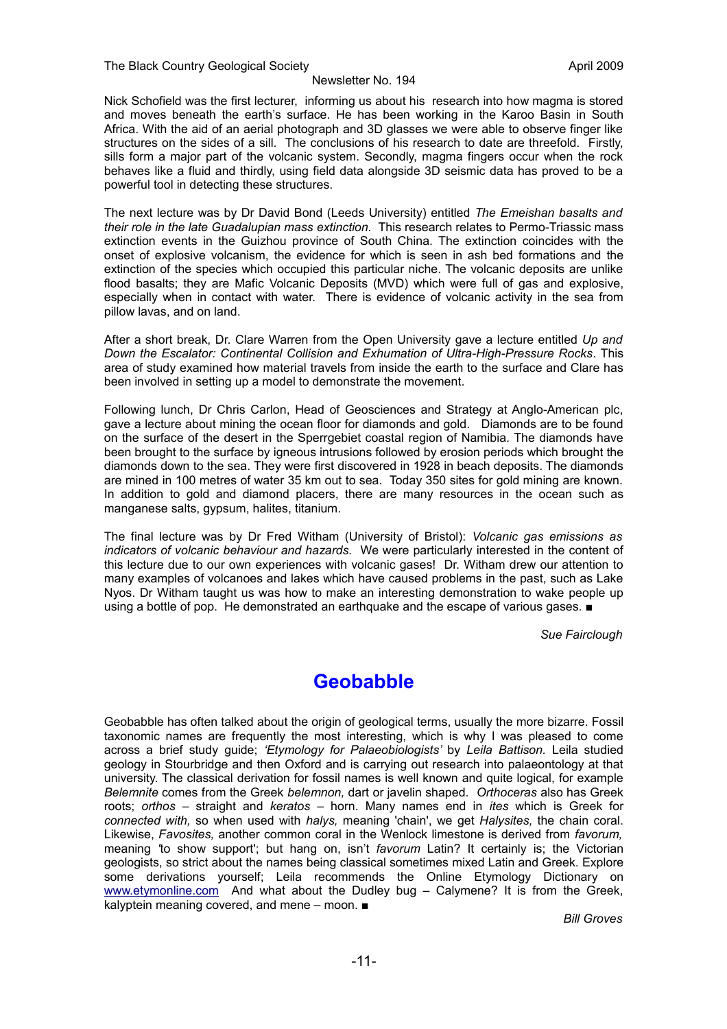Nick Schofield was the first lecturer, informing us about his research into how magma is stored and moves beneath the earth's surface. He has been working in the Karoo Basin in South Africa. With the aid of an aerial photograph and 3D glasses we were able to observe finger like structures on the sides of a sill. The conclusions of his research to date are threefold. Firstly, sills form a major part of the volcanic system. Secondly, magma fingers occur when the rock behaves like a fluid and thirdly, using field data alongside 3D seismic data has proved to be a powerful tool in detecting these structures.

The next lecture was by Dr David Bond (Leeds University) entitled *The Emeishan basalts and their role in the late Guadalupian mass extinction.* This research relates to Permo-Triassic mass extinction events in the Guizhou province of South China. The extinction coincides with the onset of explosive volcanism, the evidence for which is seen in ash bed formations and the extinction of the species which occupied this particular niche. The volcanic deposits are unlike flood basalts; they are Mafic Volcanic Deposits (MVD) which were full of gas and explosive, especially when in contact with water. There is evidence of volcanic activity in the sea from pillow lavas, and on land.

After a short break, Dr. Clare Warren from the Open University gave a lecture entitled *Up and Down the Escalator: Continental Collision and Exhumation of Ultra-High-Pressure Rocks*. This area of study examined how material travels from inside the earth to the surface and Clare has been involved in setting up a model to demonstrate the movement.

Following lunch, Dr Chris Carlon, Head of Geosciences and Strategy at Anglo-American plc, gave a lecture about mining the ocean floor for diamonds and gold. Diamonds are to be found on the surface of the desert in the Sperrgebiet coastal region of Namibia. The diamonds have been brought to the surface by igneous intrusions followed by erosion periods which brought the diamonds down to the sea. They were first discovered in 1928 in beach deposits. The diamonds are mined in 100 metres of water 35 km out to sea. Today 350 sites for gold mining are known. In addition to gold and diamond placers, there are many resources in the ocean such as manganese salts, gypsum, halites, titanium.

The final lecture was by Dr Fred Witham (University of Bristol): *Volcanic gas emissions as indicators of volcanic behaviour and hazards.* We were particularly interested in the content of this lecture due to our own experiences with volcanic gases! Dr. Witham drew our attention to many examples of volcanoes and lakes which have caused problems in the past, such as Lake Nyos. Dr Witham taught us was how to make an interesting demonstration to wake people up using a bottle of pop. He demonstrated an earthquake and the escape of various gases. ■

*Sue Fairclough*

# Geobabble

Geobabble has often talked about the origin of geological terms, usually the more bizarre. Fossil taxonomic names are frequently the most interesting, which is why I was pleased to come across a brief study guide; *'Etymology for Palaeobiologists'* by *Leila Battison.* Leila studied geology in Stourbridge and then Oxford and is carrying out research into palaeontology at that university. The classical derivation for fossil names is well known and quite logical, for example *Belemnite* comes from the Greek *belemnon,* dart or javelin shaped. *Orthoceras* also has Greek roots; *orthos* – straight and *keratos* – horn. Many names end in *ites* which is Greek for *connected with,* so when used with *halys,* meaning 'chain', we get *Halysites,* the chain coral. Likewise, *Favosites,* another common coral in the Wenlock limestone is derived from *favorum,* meaning 'to show support'; but hang on, isn't *favorum* Latin? It certainly is; the Victorian geologists, so strict about the names being classical sometimes mixed Latin and Greek. Explore some derivations yourself; Leila recommends the Online Etymology Dictionary on www.etymonline.com And what about the Dudley bug – Calymene? It is from the Greek, kalyptein meaning covered, and mene – moon. ■

*Bill Groves*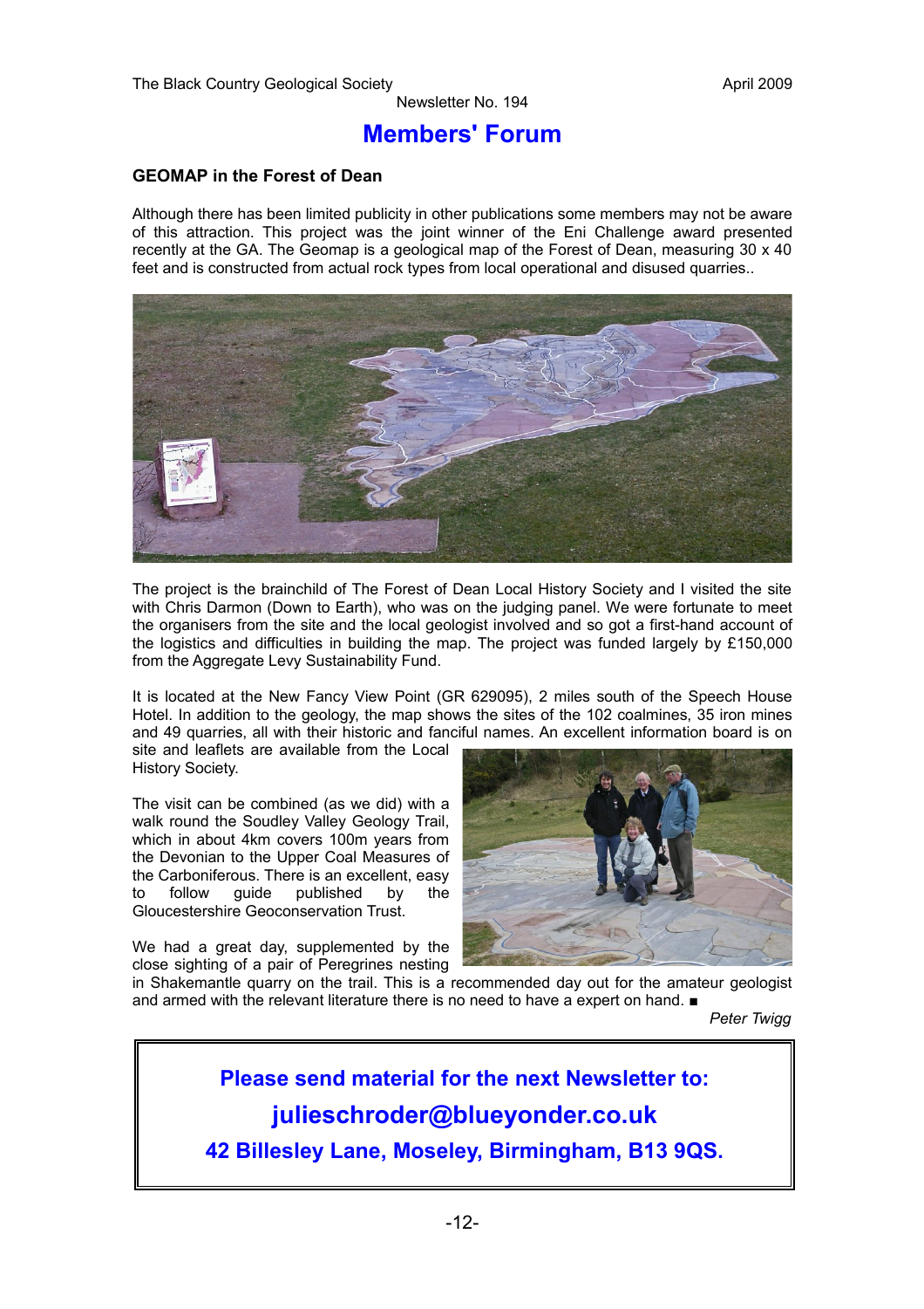## Members' Forum

### GEOMAP in the Forest of Dean

Although there has been limited publicity in other publications some members may not be aware of this attraction. This project was the joint winner of the Eni Challenge award presented recently at the GA. The Geomap is a geological map of the Forest of Dean, measuring 30 x 40 feet and is constructed from actual rock types from local operational and disused quarries..

The project is the brainchild of The Forest of Dean Local History Society and I visited the site with Chris Darmon (Down to Earth), who was on the judging panel. We were fortunate to meet the organisers from the site and the local geologist involved and so got a first-hand account of the logistics and difficulties in building the map. The project was funded largely by £150,000 from the Aggregate Levy Sustainability Fund.

It is located at the New Fancy View Point (GR 629095), 2 miles south of the Speech House Hotel. In addition to the geology, the map shows the sites of the 102 coalmines, 35 iron mines and 49 quarries, all with their historic and fanciful names. An excellent information board is on site and leaflets are available from the Local History Society.

The visit can be combined (as we did) with a walk round the Soudley Valley Geology Trail, which in about 4km covers 100m years from the Devonian to the Upper Coal Measures of the Carboniferous. There is an excellent, easy to follow guide published by the Gloucestershire Geoconservation Trust.

We had a great day, supplemented by the close sighting of a pair of Peregrines nesting in Shakemantle quarry on the trail. This is a recommended day out for the amateur geologist and armed with the relevant literature there is no need to have a expert on hand. ■

*Peter Twigg*

**Please send material for the next Newsletter to:**

**julieschroder@blueyonder.co.uk**

**42 Billesley Lane, Moseley, Birmingham, B13 9QS.**